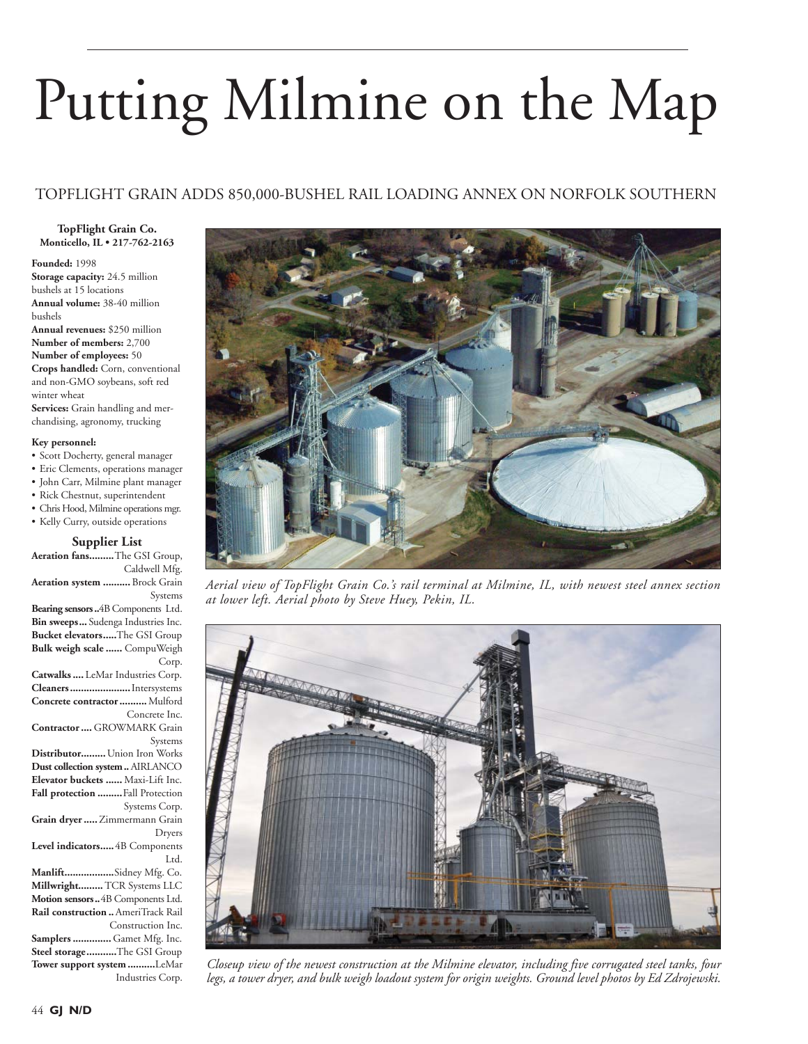# Putting Milmine on the Map

## TOPFLIGHT GRAIN ADDS 850,000-BUSHEL RAIL LOADING ANNEX ON NORFOLK SOUTHERN

**TopFlight Grain Co.**
**Monticello, IL • 217-762-2163**

**Founded:** 1998
**Storage capacity:** 24.5 million bushels at 15 locations
**Annual volume:** 38-40 million bushels
**Annual revenues:** $250 million
**Number of members:** 2,700
**Number of employees:** 50
**Crops handled:** Corn, conventional and non-GMO soybeans, soft red winter wheat
**Services:** Grain handling and merchandising, agronomy, trucking

**Key personnel:**
- Scott Docherty, general manager
- Eric Clements, operations manager
- John Carr, Milmine plant manager
- Rick Chestnut, superintendent
- Chris Hood, Milmine operations mgr.
- Kelly Curry, outside operations

### Supplier List

**Aeration fans**.........The GSI Group, Caldwell Mfg.
**Aeration system** .......... Brock Grain Systems
**Bearing sensors** ..4B Components Ltd.
**Bin sweeps**... Sudenga Industries Inc.
**Bucket elevators**.....The GSI Group
**Bulk weigh scale** ...... CompuWeigh Corp.
**Catwalks** .... LeMar Industries Corp.
**Cleaners**......................Intersystems
**Concrete contractor**.......... Mulford Concrete Inc.
**Contractor** .... GROWMARK Grain Systems
**Distributor**......... Union Iron Works
**Dust collection system** .. AIRLANCO
**Elevator buckets** ...... Maxi-Lift Inc.
**Fall protection** .........Fall Protection Systems Corp.
**Grain dryer** ..... Zimmermann Grain Dryers
**Level indicators**..... 4B Components Ltd.
**Manlift**.................Sidney Mfg. Co.
**Millwright**......... TCR Systems LLC
**Motion sensors** .. 4B Components Ltd.
**Rail construction** .. AmeriTrack Rail Construction Inc.
**Samplers** .............. Gamet Mfg. Inc.
**Steel storage**...........The GSI Group
**Tower support system**..........LeMar Industries Corp.

*Aerial view of TopFlight Grain Co.'s rail terminal at Milmine, IL, with newest steel annex section at lower left. Aerial photo by Steve Huey, Pekin, IL.*

*Closeup view of the newest construction at the Milmine elevator, including five corrugated steel tanks, four legs, a tower dryer, and bulk weigh loadout system for origin weights. Ground level photos by Ed Zdrojewski.*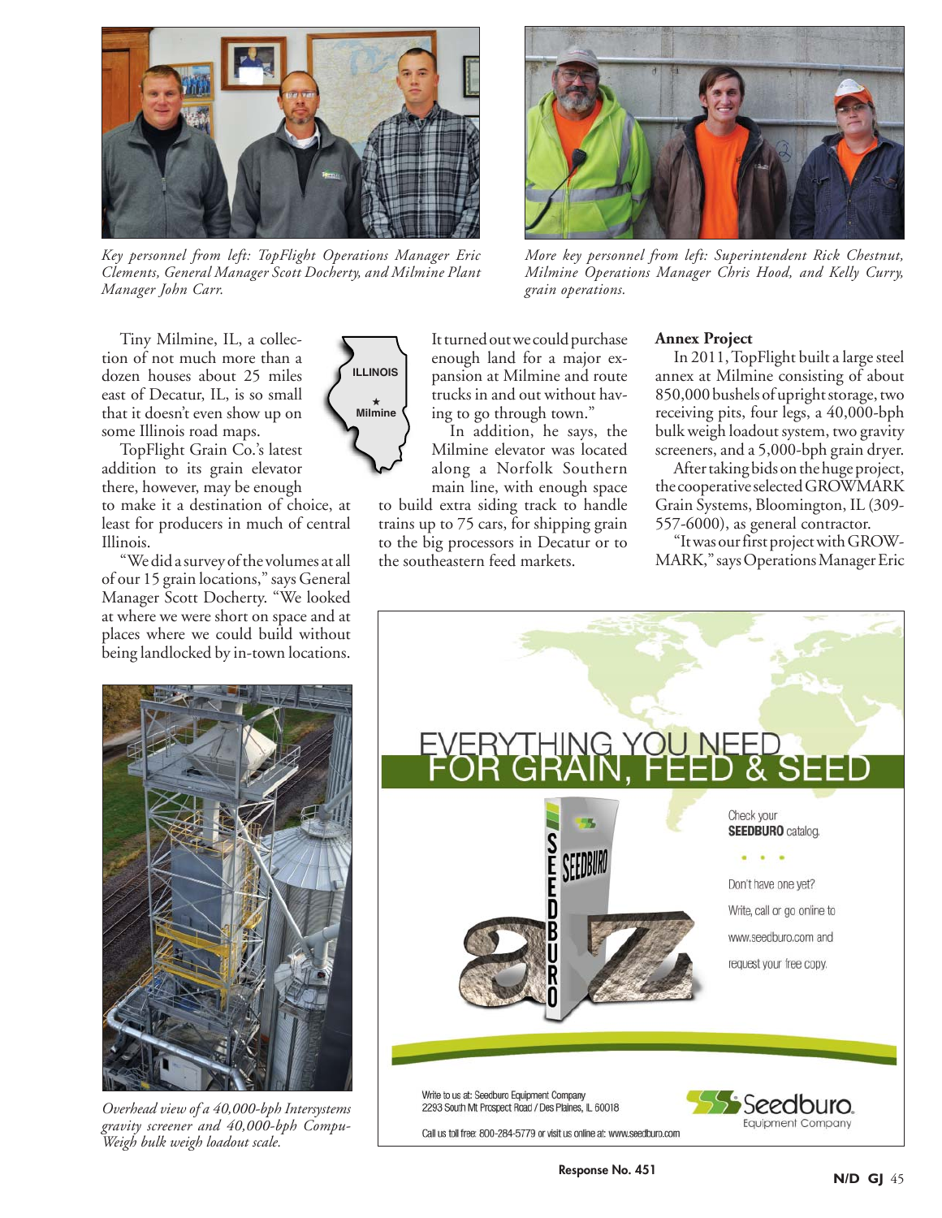*Key personnel from left: TopFlight Operations Manager Eric Clements, General Manager Scott Docherty, and Milmine Plant Manager John Carr.*

*More key personnel from left: Superintendent Rick Chestnut, Milmine Operations Manager Chris Hood, and Kelly Curry, grain operations.*

Tiny Milmine, IL, a collection of not much more than a dozen houses about 25 miles east of Decatur, IL, is so small that it doesn't even show up on some Illinois road maps.

TopFlight Grain Co.'s latest addition to its grain elevator there, however, may be enough to make it a destination of choice, at least for producers in much of central Illinois.

"We did a survey of the volumes at all of our 15 grain locations," says General Manager Scott Docherty. "We looked at where we were short on space and at places where we could build without being landlocked by in-town locations. It turned out we could purchase enough land for a major expansion at Milmine and route trucks in and out without having to go through town."

In addition, he says, the Milmine elevator was located along a Norfolk Southern main line, with enough space to build extra siding track to handle trains up to 75 cars, for shipping grain to the big processors in Decatur or to the southeastern feed markets.

### Annex Project

In 2011, TopFlight built a large steel annex at Milmine consisting of about 850,000 bushels of upright storage, two receiving pits, four legs, a 40,000-bph bulk weigh loadout system, two gravity screeners, and a 5,000-bph grain dryer.

After taking bids on the huge project, the cooperative selected GROWMARK Grain Systems, Bloomington, IL (309-557-6000), as general contractor.

"It was our first project with GROWMARK," says Operations Manager Eric

*Overhead view of a 40,000-bph Intersystems gravity screener and 40,000-bph Compu-Weigh bulk weigh loadout scale.*

EVERYTHING YOU NEED FOR GRAIN, FEED & SEED

Check your **SEEDBURO** catalog.

Don't have one yet?

Write, call or go online to www.seedburo.com and request your free copy.

Write to us at: Seedburo Equipment Company
2293 South Mt Prospect Road / Des Plaines, IL 60018

Call us toll free: 800-284-5779 or visit us online at: www.seedburo.com

Seedburo Equipment Company

Response No. 451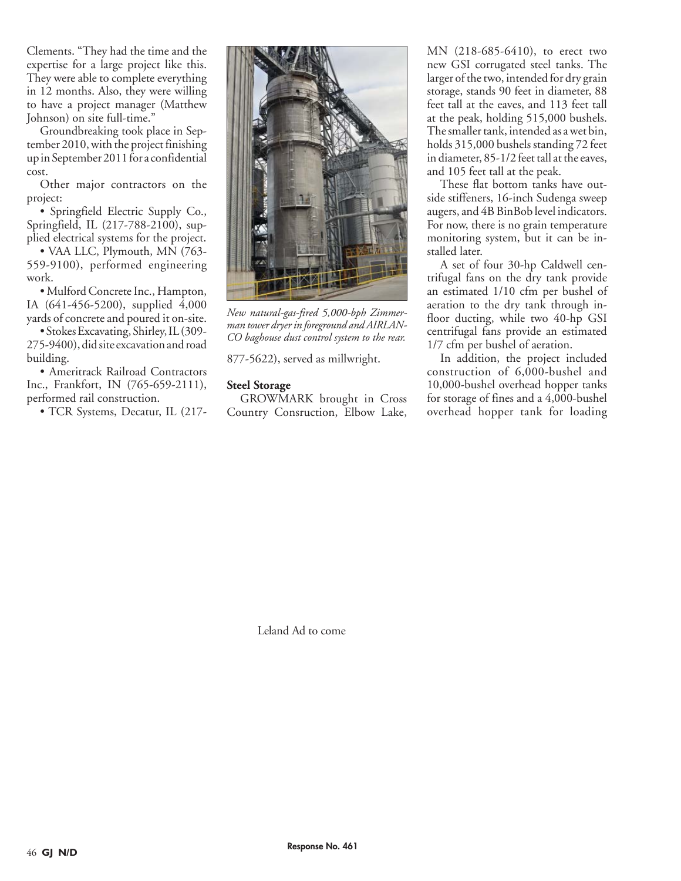Clements. "They had the time and the expertise for a large project like this. They were able to complete everything in 12 months. Also, they were willing to have a project manager (Matthew Johnson) on site full-time."

Groundbreaking took place in September 2010, with the project finishing up in September 2011 for a confidential cost.

Other major contractors on the project:

- Springfield Electric Supply Co., Springfield, IL (217-788-2100), supplied electrical systems for the project.
- VAA LLC, Plymouth, MN (763-559-9100), performed engineering work.
- Mulford Concrete Inc., Hampton, IA (641-456-5200), supplied 4,000 yards of concrete and poured it on-site.
- Stokes Excavating, Shirley, IL (309-275-9400), did site excavation and road building.
- Ameritrack Railroad Contractors Inc., Frankfort, IN (765-659-2111), performed rail construction.
- TCR Systems, Decatur, IL (217-877-5622), served as millwright.

*New natural-gas-fired 5,000-bph Zimmerman tower dryer in foreground and AIRLANCO baghouse dust control system to the rear.*

**Steel Storage**

GROWMARK brought in Cross Country Consruction, Elbow Lake, MN (218-685-6410), to erect two new GSI corrugated steel tanks. The larger of the two, intended for dry grain storage, stands 90 feet in diameter, 88 feet tall at the eaves, and 113 feet tall at the peak, holding 515,000 bushels. The smaller tank, intended as a wet bin, holds 315,000 bushels standing 72 feet in diameter, 85-1/2 feet tall at the eaves, and 105 feet tall at the peak.

These flat bottom tanks have outside stiffeners, 16-inch Sudenga sweep augers, and 4B BinBob level indicators. For now, there is no grain temperature monitoring system, but it can be installed later.

A set of four 30-hp Caldwell centrifugal fans on the dry tank provide an estimated 1/10 cfm per bushel of aeration to the dry tank through in-floor ducting, while two 40-hp GSI centrifugal fans provide an estimated 1/7 cfm per bushel of aeration.

In addition, the project included construction of 6,000-bushel and 10,000-bushel overhead hopper tanks for storage of fines and a 4,000-bushel overhead hopper tank for loading

Leland Ad to come

Response No. 461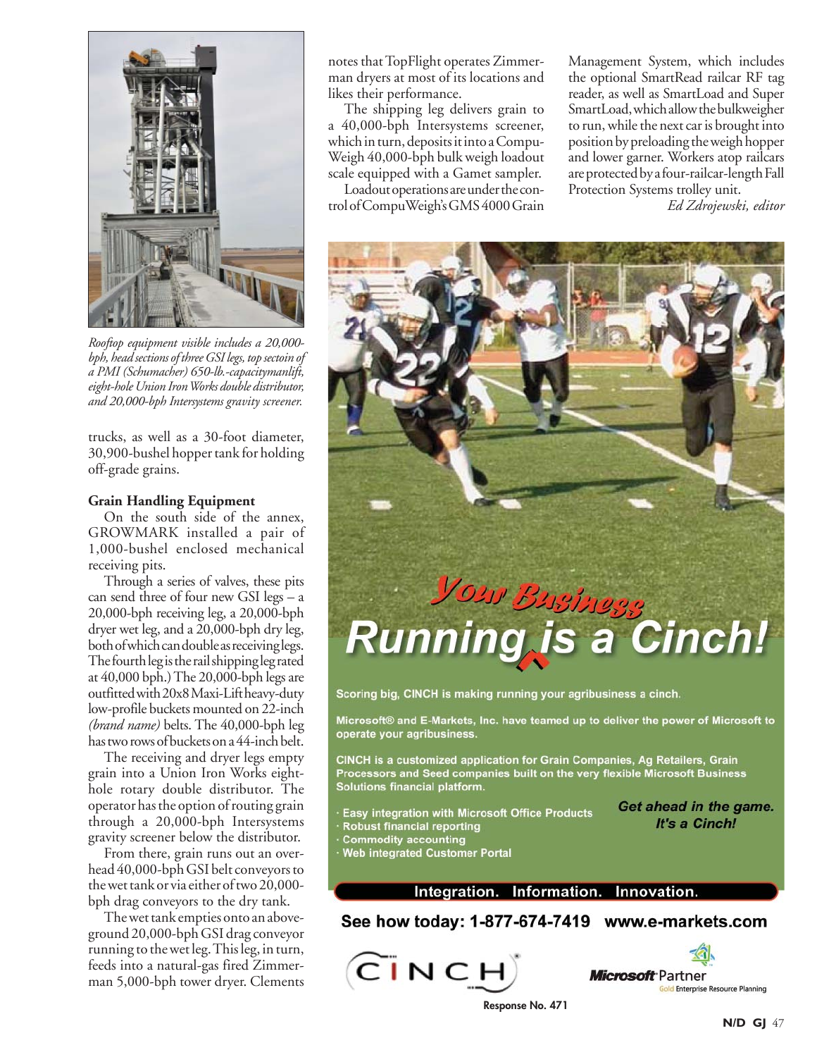*Rooftop equipment visible includes a 20,000-bph, head sections of three GSI legs, top sectoin of a PMI (Schumacher) 650-lb.-capacitymanlift, eight-hole Union Iron Works double distributor, and 20,000-bph Intersystems gravity screener.*

trucks, as well as a 30-foot diameter, 30,900-bushel hopper tank for holding off-grade grains.

**Grain Handling Equipment**

On the south side of the annex, GROWMARK installed a pair of 1,000-bushel enclosed mechanical receiving pits.

Through a series of valves, these pits can send three of four new GSI legs – a 20,000-bph receiving leg, a 20,000-bph dryer wet leg, and a 20,000-bph dry leg, both of which can double as receiving legs. The fourth leg is the rail shipping leg rated at 40,000 bph.) The 20,000-bph legs are outfitted with 20x8 Maxi-Lift heavy-duty low-profile buckets mounted on 22-inch *(brand name)* belts. The 40,000-bph leg has two rows of buckets on a 44-inch belt.

The receiving and dryer legs empty grain into a Union Iron Works eight-hole rotary double distributor. The operator has the option of routing grain through a 20,000-bph Intersystems gravity screener below the distributor.

From there, grain runs out an overhead 40,000-bph GSI belt conveyors to the wet tank or via either of two 20,000-bph drag conveyors to the dry tank.

The wet tank empties onto an aboveground 20,000-bph GSI drag conveyor running to the wet leg. This leg, in turn, feeds into a natural-gas fired Zimmerman 5,000-bph tower dryer. Clements notes that TopFlight operates Zimmerman dryers at most of its locations and likes their performance.

The shipping leg delivers grain to a 40,000-bph Intersystems screener, which in turn, deposits it into a CompuWeigh 40,000-bph bulk weigh loadout scale equipped with a Gamet sampler.

Loadout operations are under the control of CompuWeigh's GMS 4000 Grain Management System, which includes the optional SmartRead railcar RF tag reader, as well as SmartLoad and Super SmartLoad, which allow the bulkweigher to run, while the next car is brought into position by preloading the weigh hopper and lower garner. Workers atop railcars are protected by a four-railcar-length Fall Protection Systems trolley unit.

*Ed Zdrojewski, editor*

Your Business Running is a Cinch!

Scoring big, CINCH is making running your agribusiness a cinch.

Microsoft® and E-Markets, Inc. have teamed up to deliver the power of Microsoft to operate your agribusiness.

CINCH is a customized application for Grain Companies, Ag Retailers, Grain Processors and Seed companies built on the very flexible Microsoft Business Solutions financial platform.

- Easy integration with Microsoft Office Products
- Robust financial reporting
- Commodity accounting
- Web integrated Customer Portal

Get ahead in the game. It's a Cinch!

Integration. Information. Innovation.

See how today: 1-877-674-7419 www.e-markets.com

CINCH

Microsoft Partner
Gold Enterprise Resource Planning

Response No. 471